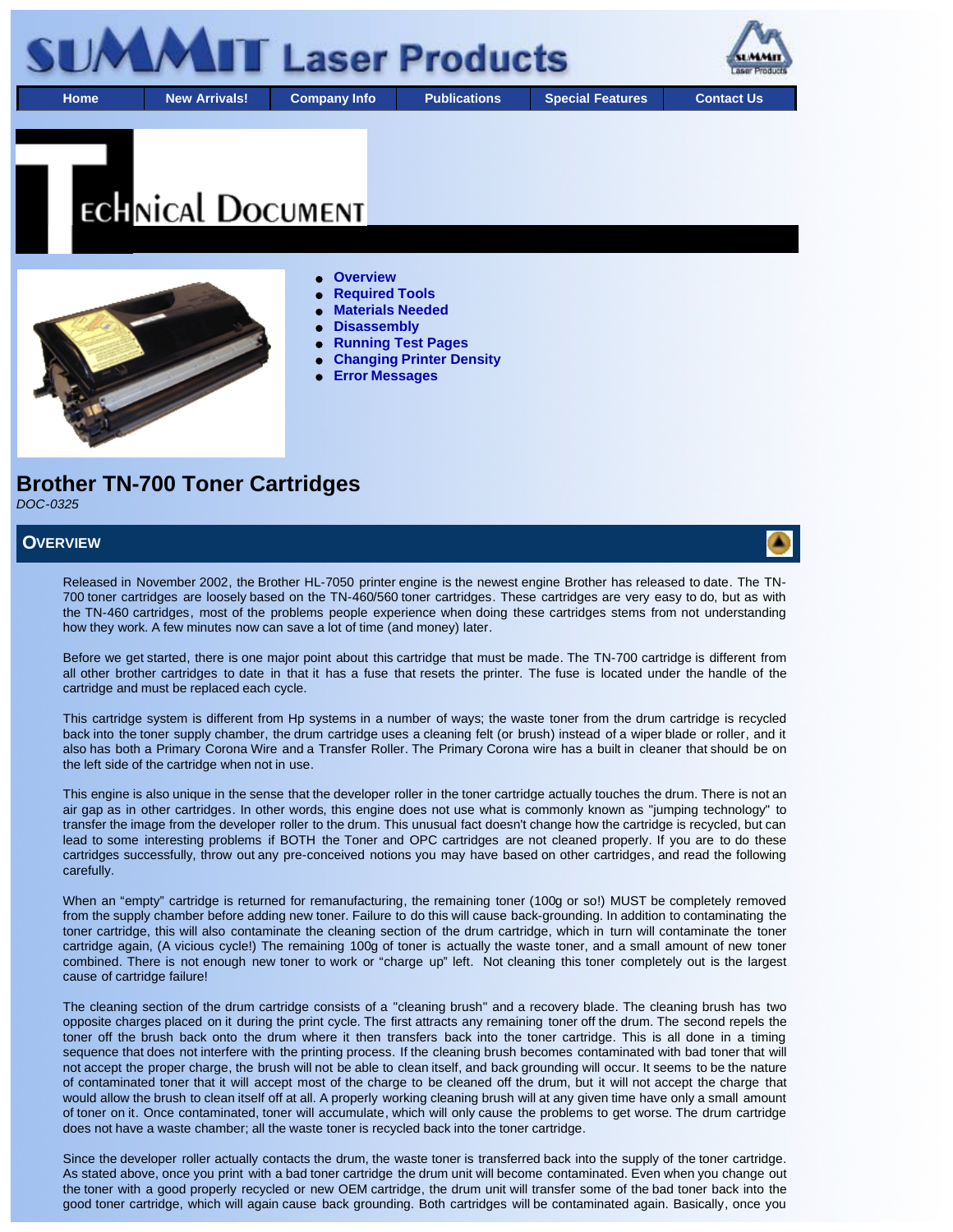Home | New Arrivals! | Company Info | Publications | Special Features | Contact Us

# Technical Document

- Overview
- Required Tools
- Materials Needed
- Disassembly
- Running Test Pages
- Changing Printer Density
- Error Messages

## Brother TN-700 Toner Cartridges

*DOC-0325*

## Overview

Released in November 2002, the Brother HL-7050 printer engine is the newest engine Brother has released to date. The TN-700 toner cartridges are loosely based on the TN-460/560 toner cartridges. These cartridges are very easy to do, but as with the TN-460 cartridges, most of the problems people experience when doing these cartridges stems from not understanding how they work. A few minutes now can save a lot of time (and money) later.

Before we get started, there is one major point about this cartridge that must be made. The TN-700 cartridge is different from all other brother cartridges to date in that it has a fuse that resets the printer. The fuse is located under the handle of the cartridge and must be replaced each cycle.

This cartridge system is different from Hp systems in a number of ways; the waste toner from the drum cartridge is recycled back into the toner supply chamber, the drum cartridge uses a cleaning felt (or brush) instead of a wiper blade or roller, and it also has both a Primary Corona Wire and a Transfer Roller. The Primary Corona wire has a built in cleaner that should be on the left side of the cartridge when not in use.

This engine is also unique in the sense that the developer roller in the toner cartridge actually touches the drum. There is not an air gap as in other cartridges. In other words, this engine does not use what is commonly known as "jumping technology" to transfer the image from the developer roller to the drum. This unusual fact doesn't change how the cartridge is recycled, but can lead to some interesting problems if BOTH the Toner and OPC cartridges are not cleaned properly. If you are to do these cartridges successfully, throw out any pre-conceived notions you may have based on other cartridges, and read the following carefully.

When an "empty" cartridge is returned for remanufacturing, the remaining toner (100g or so!) MUST be completely removed from the supply chamber before adding new toner. Failure to do this will cause back-grounding. In addition to contaminating the toner cartridge, this will also contaminate the cleaning section of the drum cartridge, which in turn will contaminate the toner cartridge again, (A vicious cycle!) The remaining 100g of toner is actually the waste toner, and a small amount of new toner combined. There is not enough new toner to work or "charge up" left. Not cleaning this toner completely out is the largest cause of cartridge failure!

The cleaning section of the drum cartridge consists of a "cleaning brush" and a recovery blade. The cleaning brush has two opposite charges placed on it during the print cycle. The first attracts any remaining toner off the drum. The second repels the toner off the brush back onto the drum where it then transfers back into the toner cartridge. This is all done in a timing sequence that does not interfere with the printing process. If the cleaning brush becomes contaminated with bad toner that will not accept the proper charge, the brush will not be able to clean itself, and back grounding will occur. It seems to be the nature of contaminated toner that it will accept most of the charge to be cleaned off the drum, but it will not accept the charge that would allow the brush to clean itself off at all. A properly working cleaning brush will at any given time have only a small amount of toner on it. Once contaminated, toner will accumulate, which will only cause the problems to get worse. The drum cartridge does not have a waste chamber; all the waste toner is recycled back into the toner cartridge.

Since the developer roller actually contacts the drum, the waste toner is transferred back into the supply of the toner cartridge. As stated above, once you print with a bad toner cartridge the drum unit will become contaminated. Even when you change out the toner with a good properly recycled or new OEM cartridge, the drum unit will transfer some of the bad toner back into the good toner cartridge, which will again cause back grounding. Both cartridges will be contaminated again. Basically, once you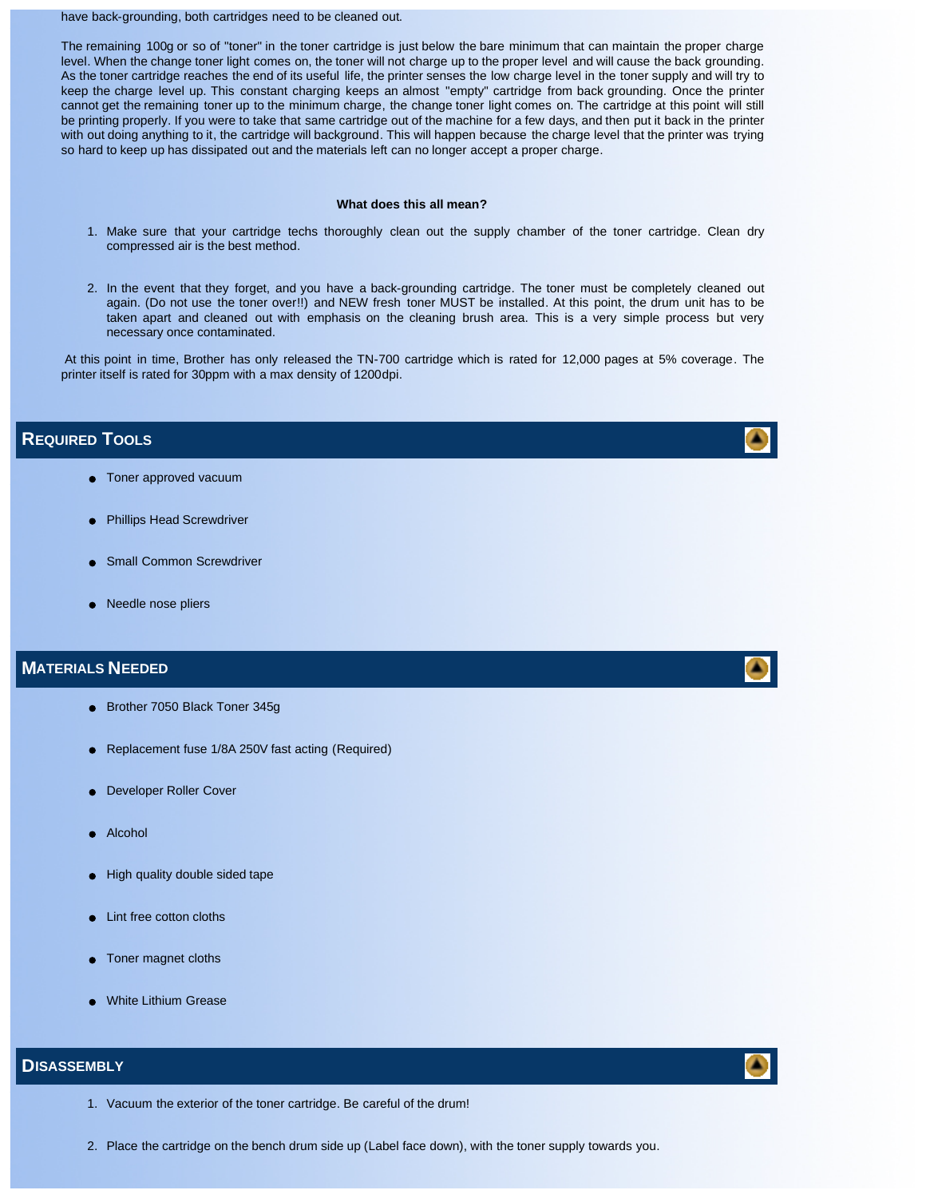have back-grounding, both cartridges need to be cleaned out.

The remaining 100g or so of "toner" in the toner cartridge is just below the bare minimum that can maintain the proper charge level. When the change toner light comes on, the toner will not charge up to the proper level and will cause the back grounding. As the toner cartridge reaches the end of its useful life, the printer senses the low charge level in the toner supply and will try to keep the charge level up. This constant charging keeps an almost "empty" cartridge from back grounding. Once the printer cannot get the remaining toner up to the minimum charge, the change toner light comes on. The cartridge at this point will still be printing properly. If you were to take that same cartridge out of the machine for a few days, and then put it back in the printer with out doing anything to it, the cartridge will background. This will happen because the charge level that the printer was trying so hard to keep up has dissipated out and the materials left can no longer accept a proper charge.

**What does this all mean?**

1. Make sure that your cartridge techs thoroughly clean out the supply chamber of the toner cartridge. Clean dry compressed air is the best method.

2. In the event that they forget, and you have a back-grounding cartridge. The toner must be completely cleaned out again. (Do not use the toner over!!) and NEW fresh toner MUST be installed. At this point, the drum unit has to be taken apart and cleaned out with emphasis on the cleaning brush area. This is a very simple process but very necessary once contaminated.

At this point in time, Brother has only released the TN-700 cartridge which is rated for 12,000 pages at 5% coverage. The printer itself is rated for 30ppm with a max density of 1200dpi.

## Required Tools

- Toner approved vacuum
- Phillips Head Screwdriver
- Small Common Screwdriver
- Needle nose pliers

## Materials Needed

- Brother 7050 Black Toner 345g
- Replacement fuse 1/8A 250V fast acting (Required)
- Developer Roller Cover
- Alcohol
- High quality double sided tape
- Lint free cotton cloths
- Toner magnet cloths
- White Lithium Grease

## Disassembly

1. Vacuum the exterior of the toner cartridge. Be careful of the drum!

2. Place the cartridge on the bench drum side up (Label face down), with the toner supply towards you.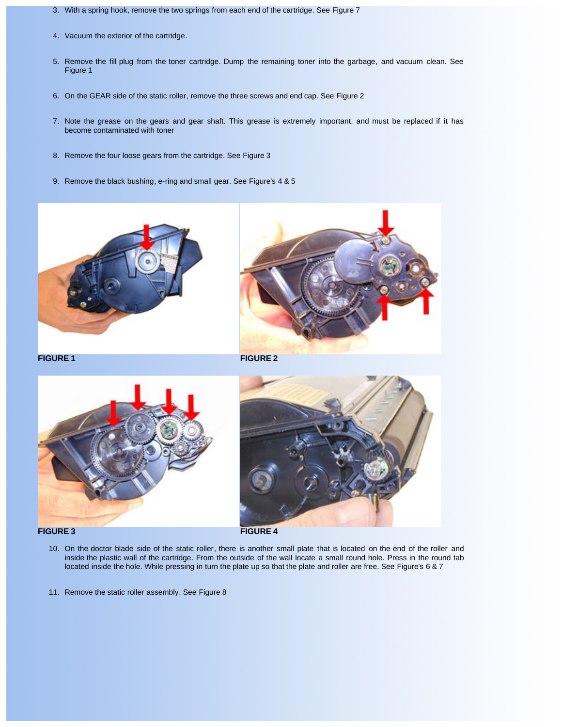3. With a spring hook, remove the two springs from each end of the cartridge. See Figure 7

4. Vacuum the exterior of the cartridge.

5. Remove the fill plug from the toner cartridge. Dump the remaining toner into the garbage, and vacuum clean. See Figure 1

6. On the GEAR side of the static roller, remove the three screws and end cap. See Figure 2

7. Note the grease on the gears and gear shaft. This grease is extremely important, and must be replaced if it has become contaminated with toner

8. Remove the four loose gears from the cartridge. See Figure 3

9. Remove the black bushing, e-ring and small gear. See Figure's 4 & 5

**FIGURE 1**

**FIGURE 2**

**FIGURE 3**

**FIGURE 4**

10. On the doctor blade side of the static roller, there is another small plate that is located on the end of the roller and inside the plastic wall of the cartridge. From the outside of the wall locate a small round hole. Press in the round tab located inside the hole. While pressing in turn the plate up so that the plate and roller are free. See Figure's 6 & 7

11. Remove the static roller assembly. See Figure 8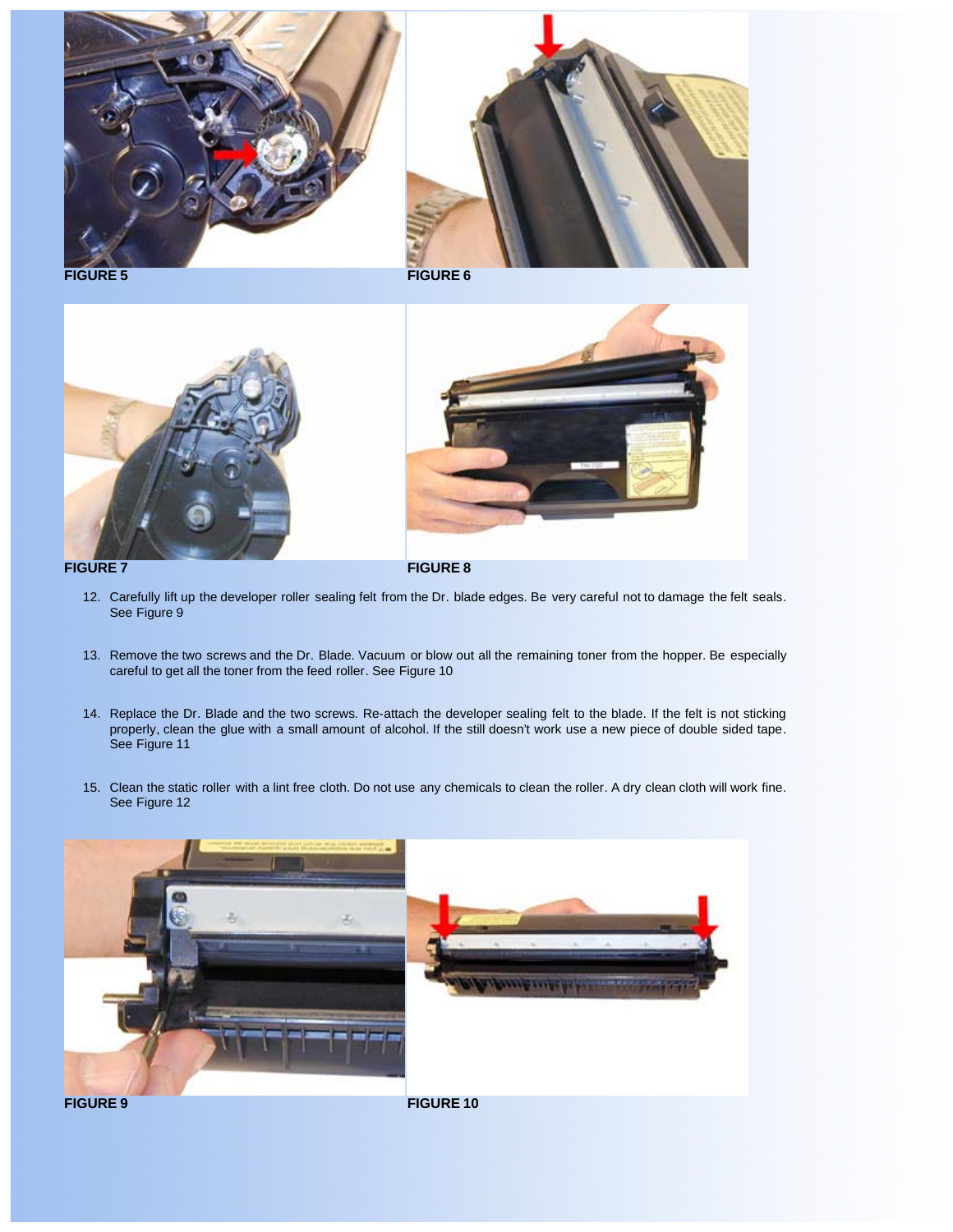FIGURE 5

FIGURE 6

FIGURE 7

FIGURE 8

12. Carefully lift up the developer roller sealing felt from the Dr. blade edges. Be very careful not to damage the felt seals. See Figure 9

13. Remove the two screws and the Dr. Blade. Vacuum or blow out all the remaining toner from the hopper. Be especially careful to get all the toner from the feed roller. See Figure 10

14. Replace the Dr. Blade and the two screws. Re-attach the developer sealing felt to the blade. If the felt is not sticking properly, clean the glue with a small amount of alcohol. If the still doesn't work use a new piece of double sided tape. See Figure 11

15. Clean the static roller with a lint free cloth. Do not use any chemicals to clean the roller. A dry clean cloth will work fine. See Figure 12

FIGURE 9

FIGURE 10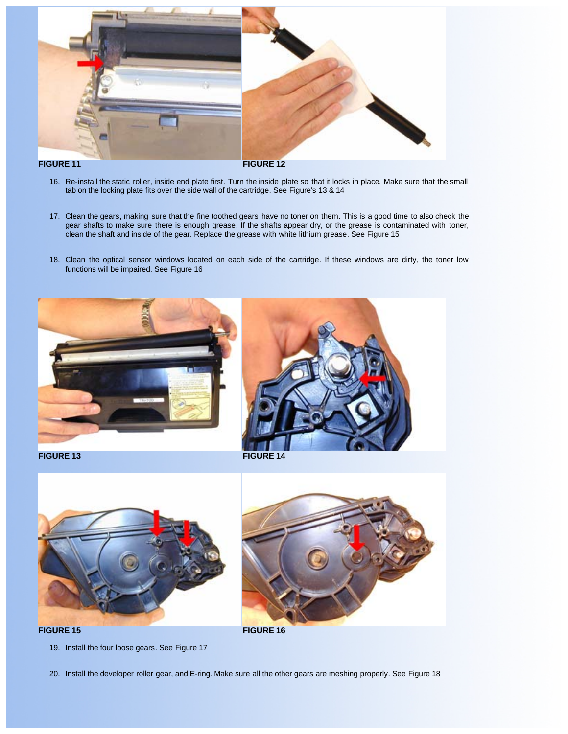**FIGURE 11**

**FIGURE 12**

16. Re-install the static roller, inside end plate first. Turn the inside plate so that it locks in place. Make sure that the small tab on the locking plate fits over the side wall of the cartridge. See Figure's 13 & 14

17. Clean the gears, making sure that the fine toothed gears have no toner on them. This is a good time to also check the gear shafts to make sure there is enough grease. If the shafts appear dry, or the grease is contaminated with toner, clean the shaft and inside of the gear. Replace the grease with white lithium grease. See Figure 15

18. Clean the optical sensor windows located on each side of the cartridge. If these windows are dirty, the toner low functions will be impaired. See Figure 16

**FIGURE 13**

**FIGURE 14**

**FIGURE 15**

**FIGURE 16**

19. Install the four loose gears. See Figure 17

20. Install the developer roller gear, and E-ring. Make sure all the other gears are meshing properly. See Figure 18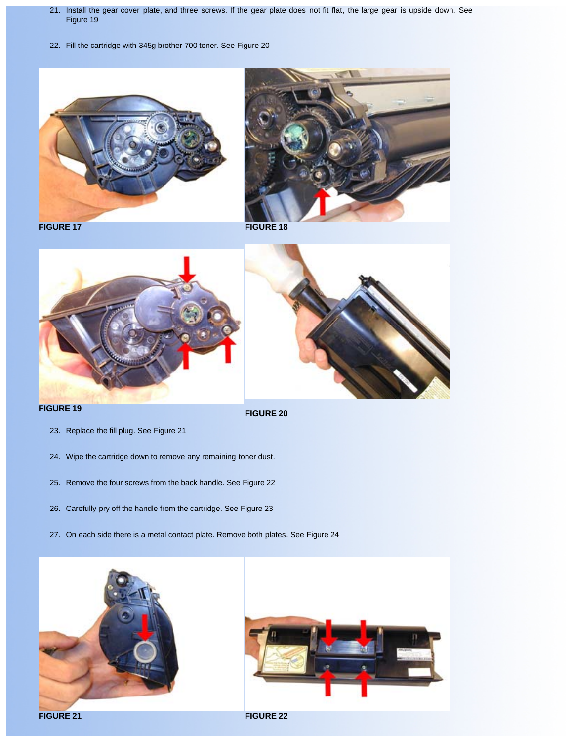21. Install the gear cover plate, and three screws. If the gear plate does not fit flat, the large gear is upside down. See Figure 19

22. Fill the cartridge with 345g brother 700 toner. See Figure 20

FIGURE 17

FIGURE 18

FIGURE 19

FIGURE 20

23. Replace the fill plug. See Figure 21

24. Wipe the cartridge down to remove any remaining toner dust.

25. Remove the four screws from the back handle. See Figure 22

26. Carefully pry off the handle from the cartridge. See Figure 23

27. On each side there is a metal contact plate. Remove both plates. See Figure 24

FIGURE 21

FIGURE 22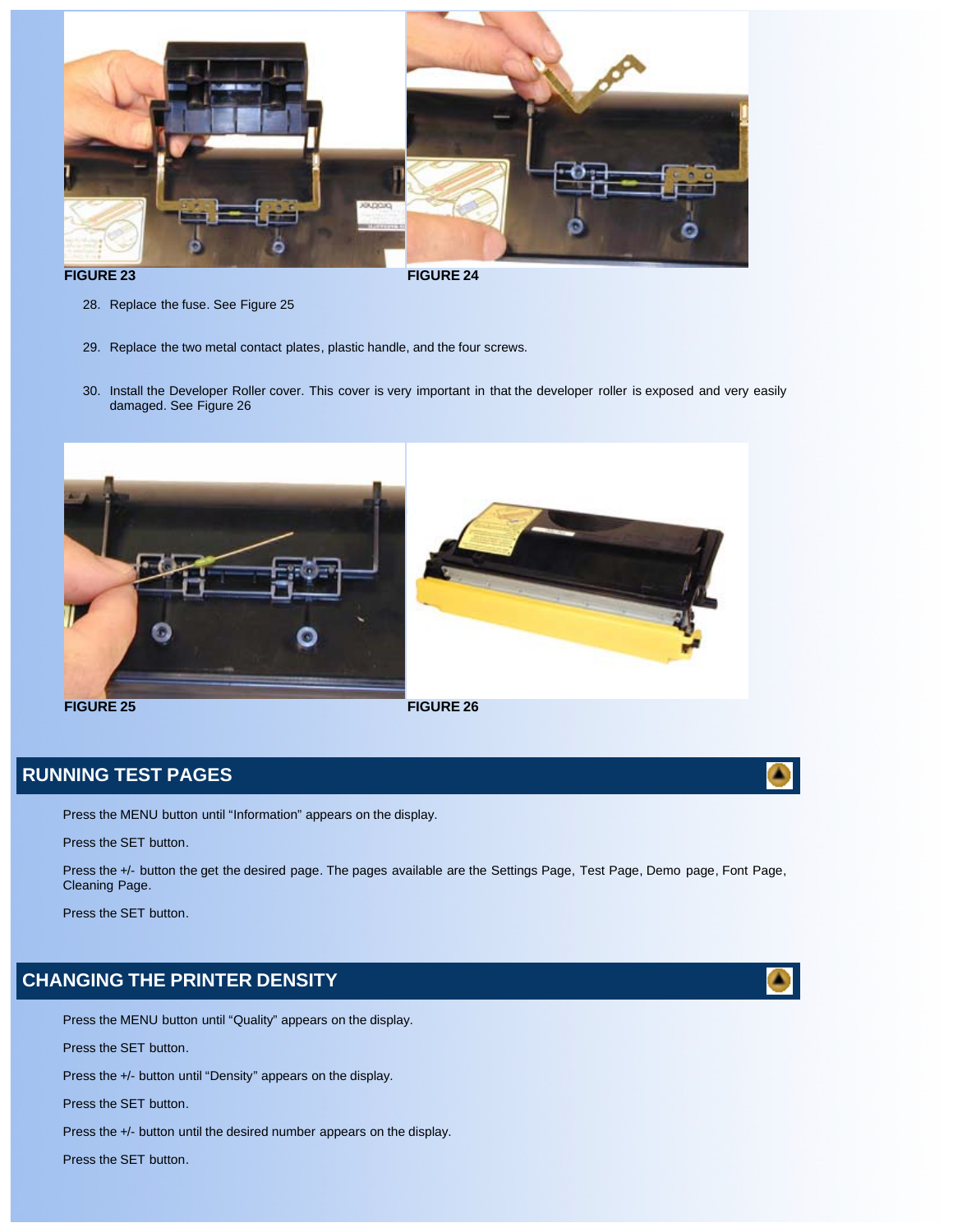FIGURE 23

FIGURE 24

28. Replace the fuse. See Figure 25

29. Replace the two metal contact plates, plastic handle, and the four screws.

30. Install the Developer Roller cover. This cover is very important in that the developer roller is exposed and very easily damaged. See Figure 26

FIGURE 25

FIGURE 26

## RUNNING TEST PAGES

Press the MENU button until "Information" appears on the display.

Press the SET button.

Press the +/- button the get the desired page. The pages available are the Settings Page, Test Page, Demo page, Font Page, Cleaning Page.

Press the SET button.

## CHANGING THE PRINTER DENSITY

Press the MENU button until "Quality" appears on the display.

Press the SET button.

Press the +/- button until "Density" appears on the display.

Press the SET button.

Press the +/- button until the desired number appears on the display.

Press the SET button.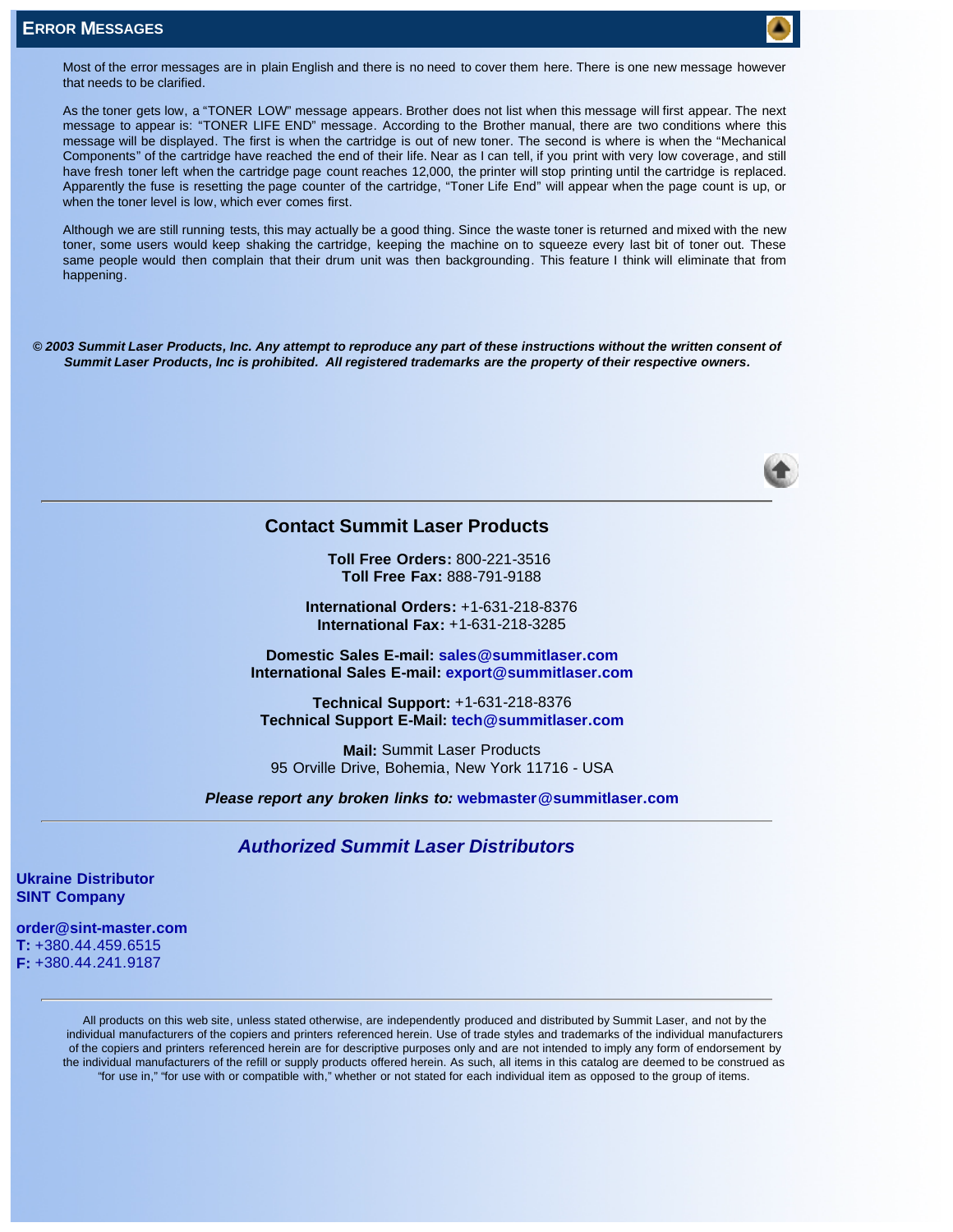## ERROR MESSAGES

Most of the error messages are in plain English and there is no need to cover them here. There is one new message however that needs to be clarified.

As the toner gets low, a "TONER LOW" message appears. Brother does not list when this message will first appear. The next message to appear is: "TONER LIFE END" message. According to the Brother manual, there are two conditions where this message will be displayed. The first is when the cartridge is out of new toner. The second is where is when the "Mechanical Components" of the cartridge have reached the end of their life. Near as I can tell, if you print with very low coverage, and still have fresh toner left when the cartridge page count reaches 12,000, the printer will stop printing until the cartridge is replaced. Apparently the fuse is resetting the page counter of the cartridge, "Toner Life End" will appear when the page count is up, or when the toner level is low, which ever comes first.

Although we are still running tests, this may actually be a good thing. Since the waste toner is returned and mixed with the new toner, some users would keep shaking the cartridge, keeping the machine on to squeeze every last bit of toner out. These same people would then complain that their drum unit was then backgrounding. This feature I think will eliminate that from happening.

***© 2003 Summit Laser Products, Inc. Any attempt to reproduce any part of these instructions without the written consent of Summit Laser Products, Inc is prohibited. All registered trademarks are the property of their respective owners.***

---

### Contact Summit Laser Products

**Toll Free Orders:** 800-221-3516
**Toll Free Fax:** 888-791-9188

**International Orders:** +1-631-218-8376
**International Fax:** +1-631-218-3285

**Domestic Sales E-mail:** **sales@summitlaser.com**
**International Sales E-mail:** **export@summitlaser.com**

**Technical Support:** +1-631-218-8376
**Technical Support E-Mail:** **tech@summitlaser.com**

**Mail:** Summit Laser Products
95 Orville Drive, Bohemia, New York 11716 - USA

***Please report any broken links to:*** **webmaster@summitlaser.com**

---

### *Authorized Summit Laser Distributors*

**Ukraine Distributor**
**SINT Company**

**order@sint-master.com**
**T:** +380.44.459.6515
**F:** +380.44.241.9187

---

All products on this web site, unless stated otherwise, are independently produced and distributed by Summit Laser, and not by the individual manufacturers of the copiers and printers referenced herein. Use of trade styles and trademarks of the individual manufacturers of the copiers and printers referenced herein are for descriptive purposes only and are not intended to imply any form of endorsement by the individual manufacturers of the refill or supply products offered herein. As such, all items in this catalog are deemed to be construed as "for use in," "for use with or compatible with," whether or not stated for each individual item as opposed to the group of items.